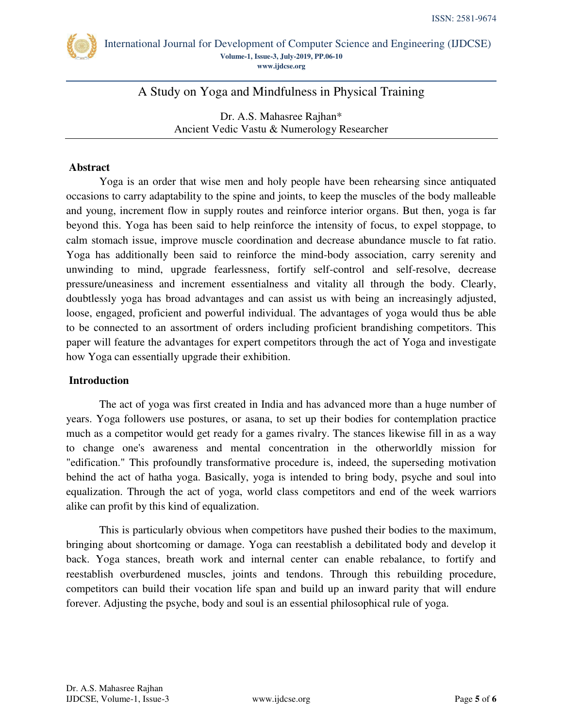# A Study on Yoga and Mindfulness in Physical Training

Dr. A.S. Mahasree Rajhan*
Ancient Vedic Vastu & Numerology Researcher

## Abstract

Yoga is an order that wise men and holy people have been rehearsing since antiquated occasions to carry adaptability to the spine and joints, to keep the muscles of the body malleable and young, increment flow in supply routes and reinforce interior organs. But then, yoga is far beyond this. Yoga has been said to help reinforce the intensity of focus, to expel stoppage, to calm stomach issue, improve muscle coordination and decrease abundance muscle to fat ratio. Yoga has additionally been said to reinforce the mind-body association, carry serenity and unwinding to mind, upgrade fearlessness, fortify self-control and self-resolve, decrease pressure/uneasiness and increment essentialness and vitality all through the body. Clearly, doubtlessly yoga has broad advantages and can assist us with being an increasingly adjusted, loose, engaged, proficient and powerful individual. The advantages of yoga would thus be able to be connected to an assortment of orders including proficient brandishing competitors. This paper will feature the advantages for expert competitors through the act of Yoga and investigate how Yoga can essentially upgrade their exhibition.

## Introduction

The act of yoga was first created in India and has advanced more than a huge number of years. Yoga followers use postures, or asana, to set up their bodies for contemplation practice much as a competitor would get ready for a games rivalry. The stances likewise fill in as a way to change one's awareness and mental concentration in the otherworldly mission for "edification." This profoundly transformative procedure is, indeed, the superseding motivation behind the act of hatha yoga. Basically, yoga is intended to bring body, psyche and soul into equalization. Through the act of yoga, world class competitors and end of the week warriors alike can profit by this kind of equalization.

This is particularly obvious when competitors have pushed their bodies to the maximum, bringing about shortcoming or damage. Yoga can reestablish a debilitated body and develop it back. Yoga stances, breath work and internal center can enable rebalance, to fortify and reestablish overburdened muscles, joints and tendons. Through this rebuilding procedure, competitors can build their vocation life span and build up an inward parity that will endure forever. Adjusting the psyche, body and soul is an essential philosophical rule of yoga.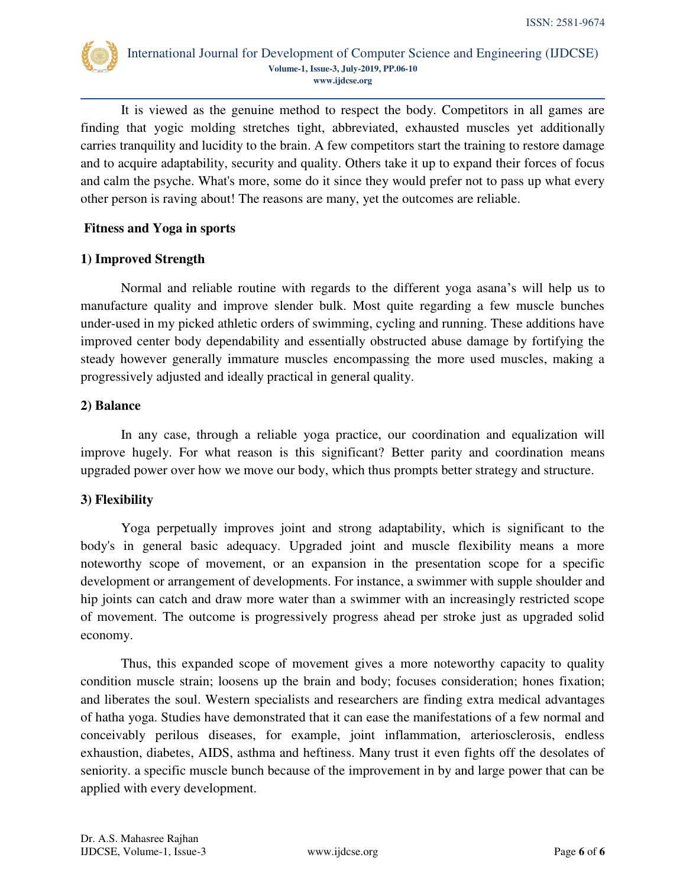It is viewed as the genuine method to respect the body. Competitors in all games are finding that yogic molding stretches tight, abbreviated, exhausted muscles yet additionally carries tranquility and lucidity to the brain. A few competitors start the training to restore damage and to acquire adaptability, security and quality. Others take it up to expand their forces of focus and calm the psyche. What's more, some do it since they would prefer not to pass up what every other person is raving about! The reasons are many, yet the outcomes are reliable.

**Fitness and Yoga in sports**

**1) Improved Strength**

Normal and reliable routine with regards to the different yoga asana's will help us to manufacture quality and improve slender bulk. Most quite regarding a few muscle bunches under-used in my picked athletic orders of swimming, cycling and running. These additions have improved center body dependability and essentially obstructed abuse damage by fortifying the steady however generally immature muscles encompassing the more used muscles, making a progressively adjusted and ideally practical in general quality.

**2) Balance**

In any case, through a reliable yoga practice, our coordination and equalization will improve hugely. For what reason is this significant? Better parity and coordination means upgraded power over how we move our body, which thus prompts better strategy and structure.

**3) Flexibility**

Yoga perpetually improves joint and strong adaptability, which is significant to the body's in general basic adequacy. Upgraded joint and muscle flexibility means a more noteworthy scope of movement, or an expansion in the presentation scope for a specific development or arrangement of developments. For instance, a swimmer with supple shoulder and hip joints can catch and draw more water than a swimmer with an increasingly restricted scope of movement. The outcome is progressively progress ahead per stroke just as upgraded solid economy.

Thus, this expanded scope of movement gives a more noteworthy capacity to quality condition muscle strain; loosens up the brain and body; focuses consideration; hones fixation; and liberates the soul. Western specialists and researchers are finding extra medical advantages of hatha yoga. Studies have demonstrated that it can ease the manifestations of a few normal and conceivably perilous diseases, for example, joint inflammation, arteriosclerosis, endless exhaustion, diabetes, AIDS, asthma and heftiness. Many trust it even fights off the desolates of seniority. a specific muscle bunch because of the improvement in by and large power that can be applied with every development.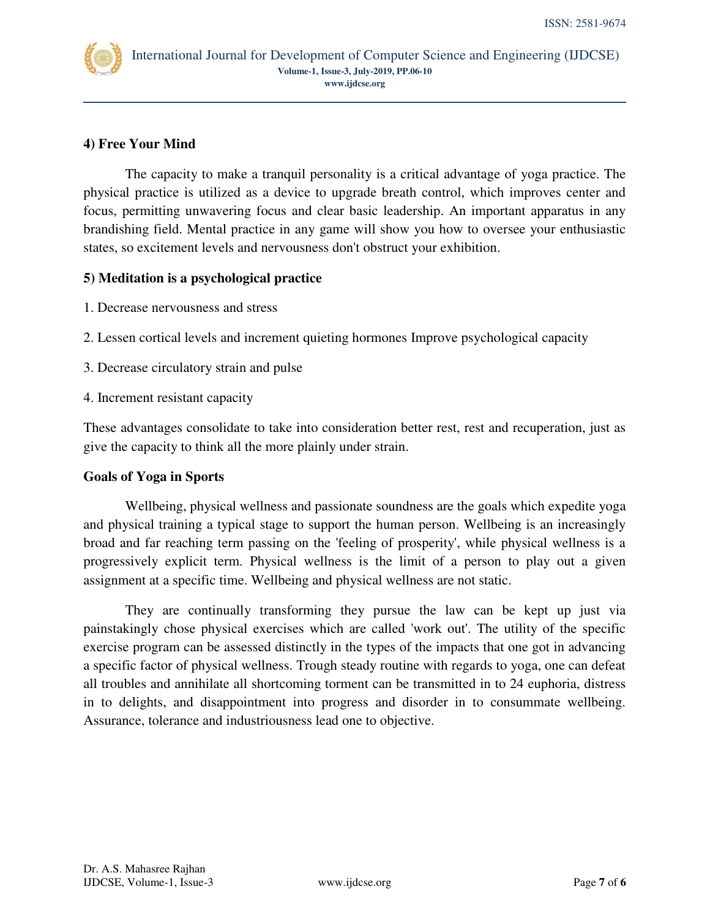**4) Free Your Mind**

The capacity to make a tranquil personality is a critical advantage of yoga practice. The physical practice is utilized as a device to upgrade breath control, which improves center and focus, permitting unwavering focus and clear basic leadership. An important apparatus in any brandishing field. Mental practice in any game will show you how to oversee your enthusiastic states, so excitement levels and nervousness don't obstruct your exhibition.

**5) Meditation is a psychological practice**

1. Decrease nervousness and stress

2. Lessen cortical levels and increment quieting hormones Improve psychological capacity

3. Decrease circulatory strain and pulse

4. Increment resistant capacity

These advantages consolidate to take into consideration better rest, rest and recuperation, just as give the capacity to think all the more plainly under strain.

**Goals of Yoga in Sports**

Wellbeing, physical wellness and passionate soundness are the goals which expedite yoga and physical training a typical stage to support the human person. Wellbeing is an increasingly broad and far reaching term passing on the 'feeling of prosperity', while physical wellness is a progressively explicit term. Physical wellness is the limit of a person to play out a given assignment at a specific time. Wellbeing and physical wellness are not static.

They are continually transforming they pursue the law can be kept up just via painstakingly chose physical exercises which are called 'work out'. The utility of the specific exercise program can be assessed distinctly in the types of the impacts that one got in advancing a specific factor of physical wellness. Trough steady routine with regards to yoga, one can defeat all troubles and annihilate all shortcoming torment can be transmitted in to 24 euphoria, distress in to delights, and disappointment into progress and disorder in to consummate wellbeing. Assurance, tolerance and industriousness lead one to objective.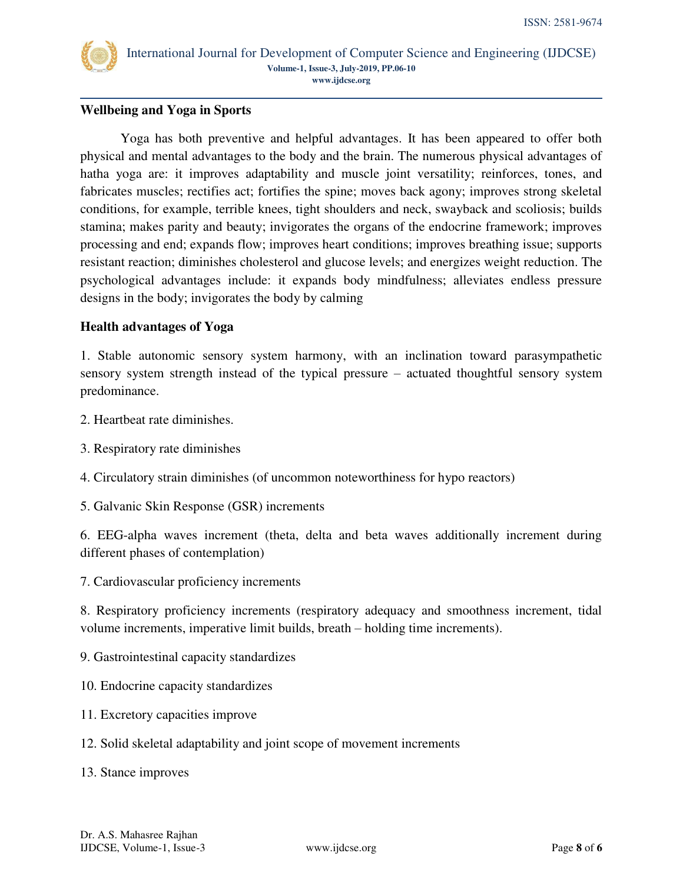**Wellbeing and Yoga in Sports**

Yoga has both preventive and helpful advantages. It has been appeared to offer both physical and mental advantages to the body and the brain. The numerous physical advantages of hatha yoga are: it improves adaptability and muscle joint versatility; reinforces, tones, and fabricates muscles; rectifies act; fortifies the spine; moves back agony; improves strong skeletal conditions, for example, terrible knees, tight shoulders and neck, swayback and scoliosis; builds stamina; makes parity and beauty; invigorates the organs of the endocrine framework; improves processing and end; expands flow; improves heart conditions; improves breathing issue; supports resistant reaction; diminishes cholesterol and glucose levels; and energizes weight reduction. The psychological advantages include: it expands body mindfulness; alleviates endless pressure designs in the body; invigorates the body by calming

**Health advantages of Yoga**

1. Stable autonomic sensory system harmony, with an inclination toward parasympathetic sensory system strength instead of the typical pressure – actuated thoughtful sensory system predominance.

2. Heartbeat rate diminishes.

3. Respiratory rate diminishes

4. Circulatory strain diminishes (of uncommon noteworthiness for hypo reactors)

5. Galvanic Skin Response (GSR) increments

6. EEG-alpha waves increment (theta, delta and beta waves additionally increment during different phases of contemplation)

7. Cardiovascular proficiency increments

8. Respiratory proficiency increments (respiratory adequacy and smoothness increment, tidal volume increments, imperative limit builds, breath – holding time increments).

9. Gastrointestinal capacity standardizes

10. Endocrine capacity standardizes

11. Excretory capacities improve

12. Solid skeletal adaptability and joint scope of movement increments

13. Stance improves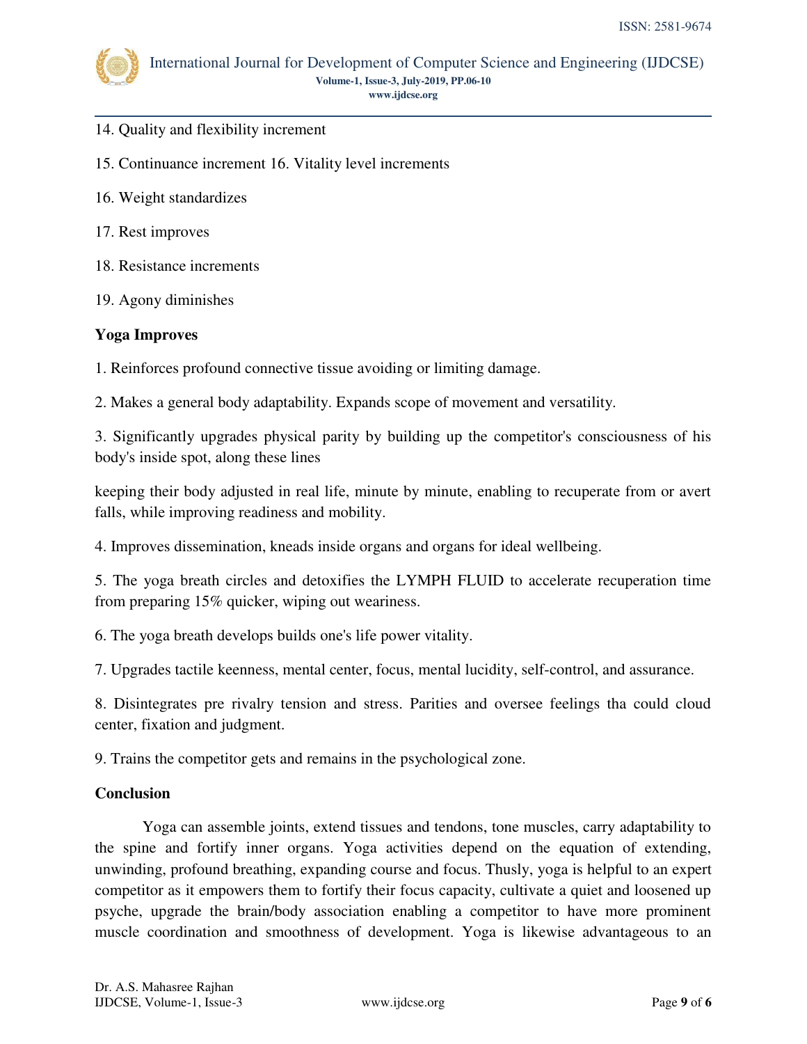14. Quality and flexibility increment

15. Continuance increment 16. Vitality level increments

16. Weight standardizes

17. Rest improves

18. Resistance increments

19. Agony diminishes

**Yoga Improves**

1. Reinforces profound connective tissue avoiding or limiting damage.

2. Makes a general body adaptability. Expands scope of movement and versatility.

3. Significantly upgrades physical parity by building up the competitor's consciousness of his body's inside spot, along these lines

keeping their body adjusted in real life, minute by minute, enabling to recuperate from or avert falls, while improving readiness and mobility.

4. Improves dissemination, kneads inside organs and organs for ideal wellbeing.

5. The yoga breath circles and detoxifies the LYMPH FLUID to accelerate recuperation time from preparing 15% quicker, wiping out weariness.

6. The yoga breath develops builds one's life power vitality.

7. Upgrades tactile keenness, mental center, focus, mental lucidity, self-control, and assurance.

8. Disintegrates pre rivalry tension and stress. Parities and oversee feelings tha could cloud center, fixation and judgment.

9. Trains the competitor gets and remains in the psychological zone.

**Conclusion**

Yoga can assemble joints, extend tissues and tendons, tone muscles, carry adaptability to the spine and fortify inner organs. Yoga activities depend on the equation of extending, unwinding, profound breathing, expanding course and focus. Thusly, yoga is helpful to an expert competitor as it empowers them to fortify their focus capacity, cultivate a quiet and loosened up psyche, upgrade the brain/body association enabling a competitor to have more prominent muscle coordination and smoothness of development. Yoga is likewise advantageous to an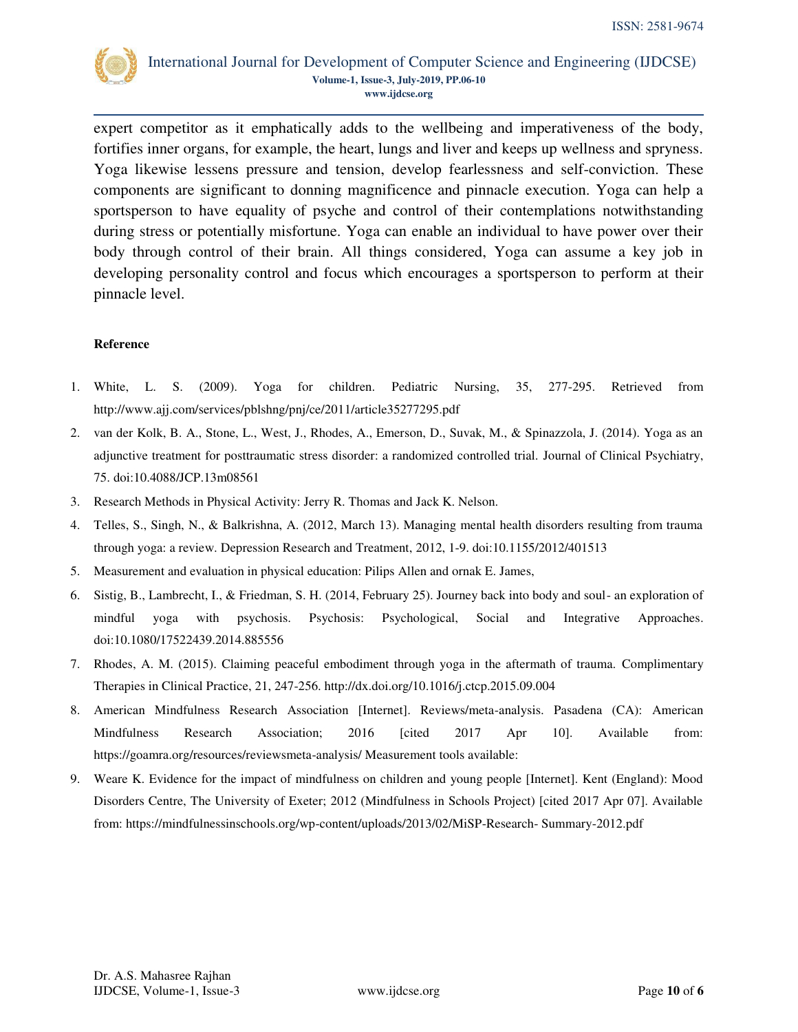expert competitor as it emphatically adds to the wellbeing and imperativeness of the body, fortifies inner organs, for example, the heart, lungs and liver and keeps up wellness and spryness. Yoga likewise lessens pressure and tension, develop fearlessness and self-conviction. These components are significant to donning magnificence and pinnacle execution. Yoga can help a sportsperson to have equality of psyche and control of their contemplations notwithstanding during stress or potentially misfortune. Yoga can enable an individual to have power over their body through control of their brain. All things considered, Yoga can assume a key job in developing personality control and focus which encourages a sportsperson to perform at their pinnacle level.

**Reference**

1. White, L. S. (2009). Yoga for children. Pediatric Nursing, 35, 277-295. Retrieved from http://www.ajj.com/services/pblshng/pnj/ce/2011/article35277295.pdf
2. van der Kolk, B. A., Stone, L., West, J., Rhodes, A., Emerson, D., Suvak, M., & Spinazzola, J. (2014). Yoga as an adjunctive treatment for posttraumatic stress disorder: a randomized controlled trial. Journal of Clinical Psychiatry, 75. doi:10.4088/JCP.13m08561
3. Research Methods in Physical Activity: Jerry R. Thomas and Jack K. Nelson.
4. Telles, S., Singh, N., & Balkrishna, A. (2012, March 13). Managing mental health disorders resulting from trauma through yoga: a review. Depression Research and Treatment, 2012, 1-9. doi:10.1155/2012/401513
5. Measurement and evaluation in physical education: Pilips Allen and ornak E. James,
6. Sistig, B., Lambrecht, I., & Friedman, S. H. (2014, February 25). Journey back into body and soul- an exploration of mindful yoga with psychosis. Psychosis: Psychological, Social and Integrative Approaches. doi:10.1080/17522439.2014.885556
7. Rhodes, A. M. (2015). Claiming peaceful embodiment through yoga in the aftermath of trauma. Complimentary Therapies in Clinical Practice, 21, 247-256. http://dx.doi.org/10.1016/j.ctcp.2015.09.004
8. American Mindfulness Research Association [Internet]. Reviews/meta-analysis. Pasadena (CA): American Mindfulness Research Association; 2016 [cited 2017 Apr 10]. Available from: https://goamra.org/resources/reviewsmeta-analysis/ Measurement tools available:
9. Weare K. Evidence for the impact of mindfulness on children and young people [Internet]. Kent (England): Mood Disorders Centre, The University of Exeter; 2012 (Mindfulness in Schools Project) [cited 2017 Apr 07]. Available from: https://mindfulnessinschools.org/wp-content/uploads/2013/02/MiSP-Research- Summary-2012.pdf